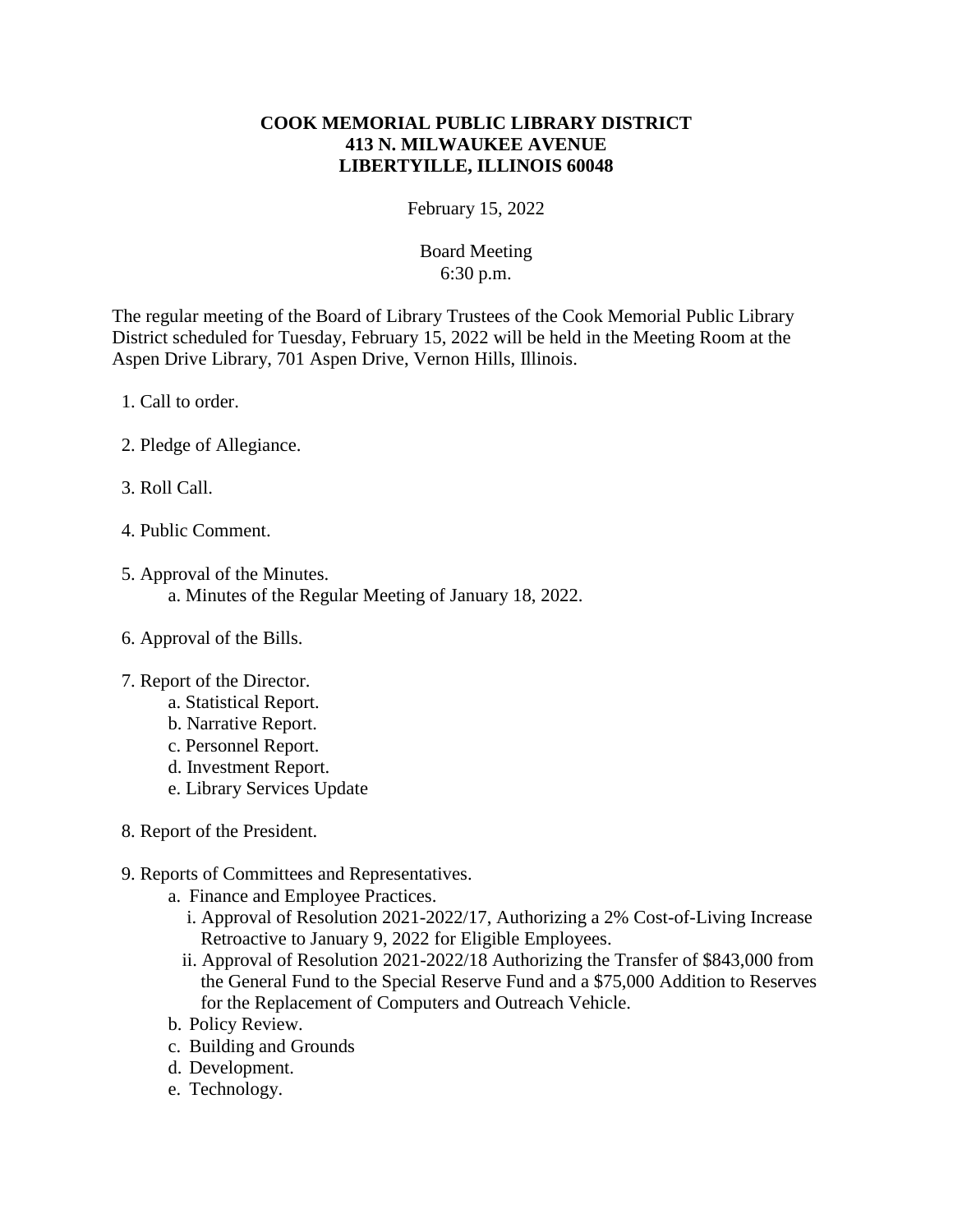**COOK MEMORIAL PUBLIC LIBRARY DISTRICT**
**413 N. MILWAUKEE AVENUE**
**LIBERTYILLE, ILLINOIS 60048**

February 15, 2022

Board Meeting
6:30 p.m.

The regular meeting of the Board of Library Trustees of the Cook Memorial Public Library District scheduled for Tuesday, February 15, 2022 will be held in the Meeting Room at the Aspen Drive Library, 701 Aspen Drive, Vernon Hills, Illinois.

1. Call to order.

2. Pledge of Allegiance.

3. Roll Call.

4. Public Comment.

5. Approval of the Minutes.
   a. Minutes of the Regular Meeting of January 18, 2022.

6. Approval of the Bills.

7. Report of the Director.
   a. Statistical Report.
   b. Narrative Report.
   c. Personnel Report.
   d. Investment Report.
   e. Library Services Update

8. Report of the President.

9. Reports of Committees and Representatives.
   a. Finance and Employee Practices.
      i. Approval of Resolution 2021-2022/17, Authorizing a 2% Cost-of-Living Increase Retroactive to January 9, 2022 for Eligible Employees.
      ii. Approval of Resolution 2021-2022/18 Authorizing the Transfer of $843,000 from the General Fund to the Special Reserve Fund and a $75,000 Addition to Reserves for the Replacement of Computers and Outreach Vehicle.
   b. Policy Review.
   c. Building and Grounds
   d. Development.
   e. Technology.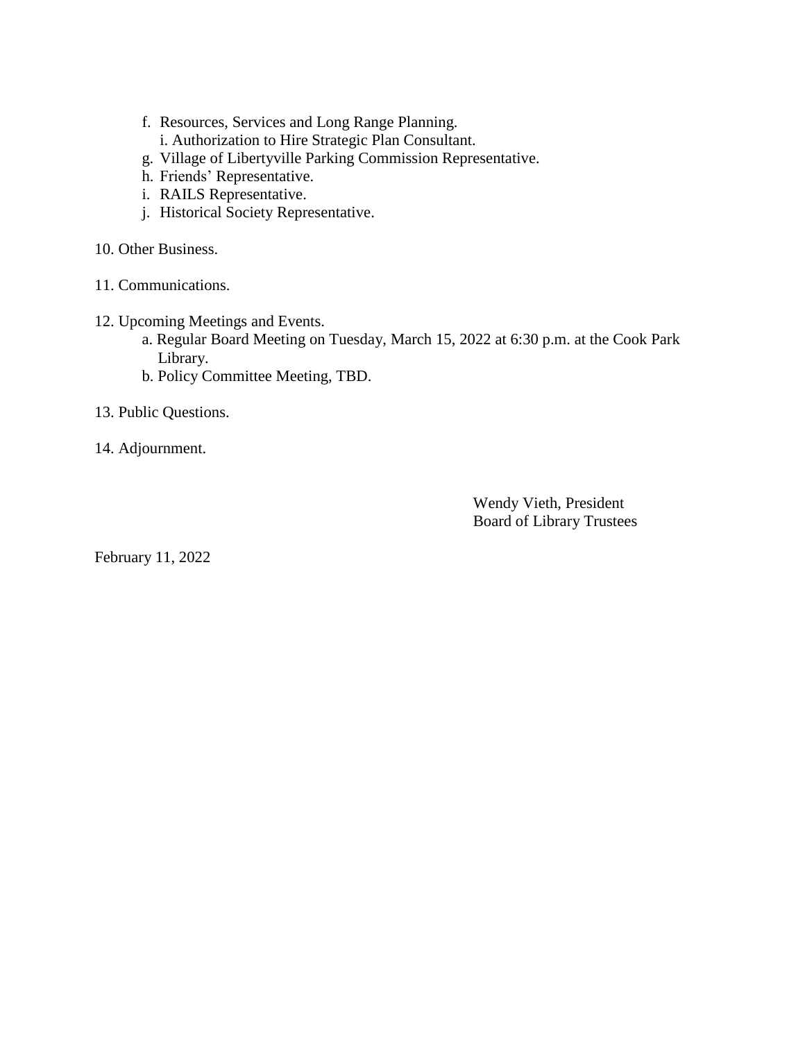f. Resources, Services and Long Range Planning.
    i. Authorization to Hire Strategic Plan Consultant.
g. Village of Libertyville Parking Commission Representative.
h. Friends' Representative.
i. RAILS Representative.
j. Historical Society Representative.

10. Other Business.

11. Communications.

12. Upcoming Meetings and Events.
    a. Regular Board Meeting on Tuesday, March 15, 2022 at 6:30 p.m. at the Cook Park Library.
    b. Policy Committee Meeting, TBD.

13. Public Questions.

14. Adjournment.

Wendy Vieth, President
Board of Library Trustees

February 11, 2022